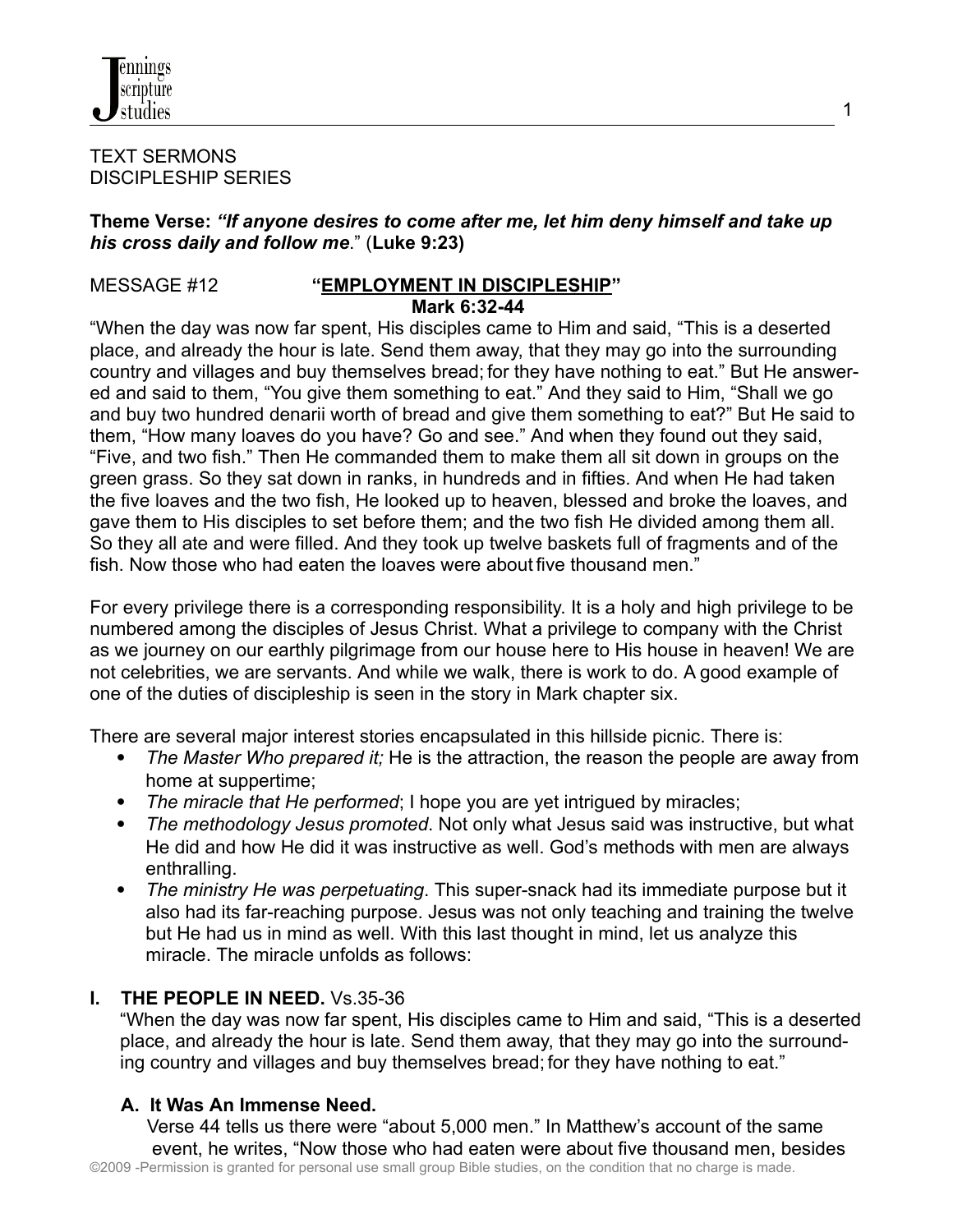TEXT SERMONS
DISCIPLESHIP SERIES

**Theme Verse: *"If anyone desires to come after me, let him deny himself and take up his cross daily and follow me*." (Luke 9:23)**

MESSAGE #12 **"<u>EMPLOYMENT IN DISCIPLESHIP</u>"**
**Mark 6:32-44**

"When the day was now far spent, His disciples came to Him and said, "This is a deserted place, and already the hour is late. Send them away, that they may go into the surrounding country and villages and buy themselves bread; for they have nothing to eat." But He answered and said to them, "You give them something to eat." And they said to Him, "Shall we go and buy two hundred denarii worth of bread and give them something to eat?" But He said to them, "How many loaves do you have? Go and see." And when they found out they said, "Five, and two fish." Then He commanded them to make them all sit down in groups on the green grass. So they sat down in ranks, in hundreds and in fifties. And when He had taken the five loaves and the two fish, He looked up to heaven, blessed and broke the loaves, and gave them to His disciples to set before them; and the two fish He divided among them all. So they all ate and were filled. And they took up twelve baskets full of fragments and of the fish. Now those who had eaten the loaves were about five thousand men."

For every privilege there is a corresponding responsibility. It is a holy and high privilege to be numbered among the disciples of Jesus Christ. What a privilege to company with the Christ as we journey on our earthly pilgrimage from our house here to His house in heaven! We are not celebrities, we are servants. And while we walk, there is work to do. A good example of one of the duties of discipleship is seen in the story in Mark chapter six.

There are several major interest stories encapsulated in this hillside picnic. There is:

- *The Master Who prepared it;* He is the attraction, the reason the people are away from home at suppertime;
- *The miracle that He performed*; I hope you are yet intrigued by miracles;
- *The methodology Jesus promoted*. Not only what Jesus said was instructive, but what He did and how He did it was instructive as well. God's methods with men are always enthralling.
- *The ministry He was perpetuating*. This super-snack had its immediate purpose but it also had its far-reaching purpose. Jesus was not only teaching and training the twelve but He had us in mind as well. With this last thought in mind, let us analyze this miracle. The miracle unfolds as follows:

## I. THE PEOPLE IN NEED. Vs.35-36

"When the day was now far spent, His disciples came to Him and said, "This is a deserted place, and already the hour is late. Send them away, that they may go into the surrounding country and villages and buy themselves bread; for they have nothing to eat."

### A. It Was An Immense Need.

Verse 44 tells us there were "about 5,000 men." In Matthew's account of the same event, he writes, "Now those who had eaten were about five thousand men, besides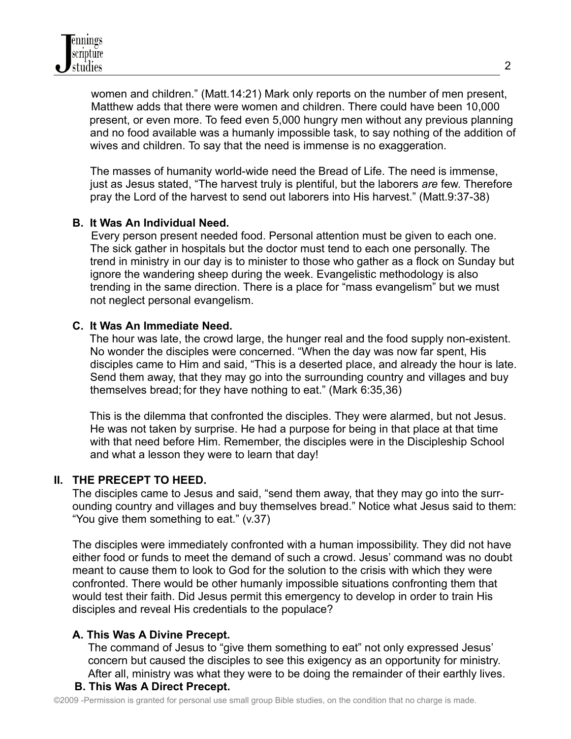women and children." (Matt.14:21) Mark only reports on the number of men present, Matthew adds that there were women and children. There could have been 10,000 present, or even more. To feed even 5,000 hungry men without any previous planning and no food available was a humanly impossible task, to say nothing of the addition of wives and children. To say that the need is immense is no exaggeration.

The masses of humanity world-wide need the Bread of Life. The need is immense, just as Jesus stated, "The harvest truly is plentiful, but the laborers *are* few. Therefore pray the Lord of the harvest to send out laborers into His harvest." (Matt.9:37-38)

### B. It Was An Individual Need.

Every person present needed food. Personal attention must be given to each one. The sick gather in hospitals but the doctor must tend to each one personally. The trend in ministry in our day is to minister to those who gather as a flock on Sunday but ignore the wandering sheep during the week. Evangelistic methodology is also trending in the same direction. There is a place for "mass evangelism" but we must not neglect personal evangelism.

### C. It Was An Immediate Need.

The hour was late, the crowd large, the hunger real and the food supply non-existent. No wonder the disciples were concerned. "When the day was now far spent, His disciples came to Him and said, "This is a deserted place, and already the hour is late. Send them away, that they may go into the surrounding country and villages and buy themselves bread; for they have nothing to eat." (Mark 6:35,36)

This is the dilemma that confronted the disciples. They were alarmed, but not Jesus. He was not taken by surprise. He had a purpose for being in that place at that time with that need before Him. Remember, the disciples were in the Discipleship School and what a lesson they were to learn that day!

## II. THE PRECEPT TO HEED.

The disciples came to Jesus and said, "send them away, that they may go into the surrounding country and villages and buy themselves bread." Notice what Jesus said to them: "You give them something to eat." (v.37)

The disciples were immediately confronted with a human impossibility. They did not have either food or funds to meet the demand of such a crowd. Jesus' command was no doubt meant to cause them to look to God for the solution to the crisis with which they were confronted. There would be other humanly impossible situations confronting them that would test their faith. Did Jesus permit this emergency to develop in order to train His disciples and reveal His credentials to the populace?

### A. This Was A Divine Precept.

The command of Jesus to "give them something to eat" not only expressed Jesus' concern but caused the disciples to see this exigency as an opportunity for ministry. After all, ministry was what they were to be doing the remainder of their earthly lives.

### B. This Was A Direct Precept.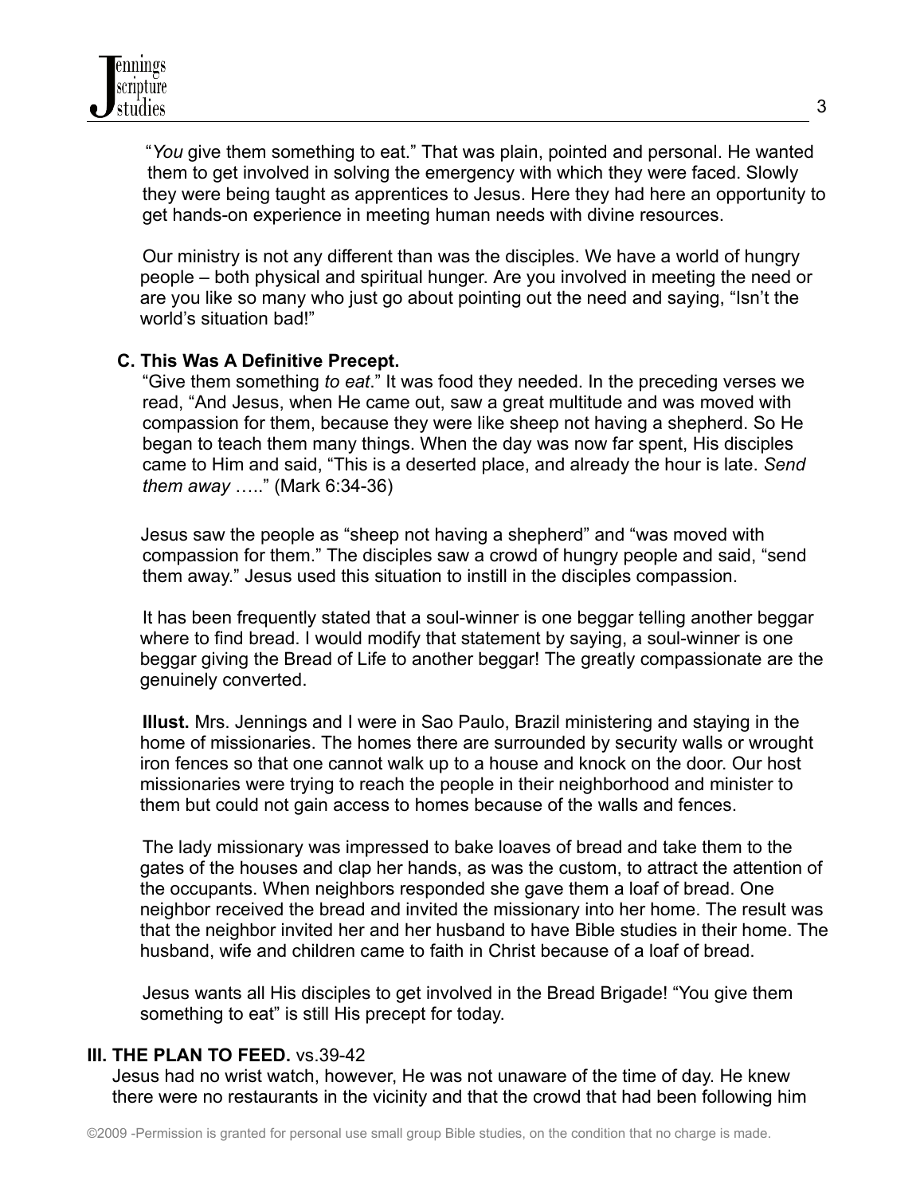"*You* give them something to eat." That was plain, pointed and personal. He wanted them to get involved in solving the emergency with which they were faced. Slowly they were being taught as apprentices to Jesus. Here they had here an opportunity to get hands-on experience in meeting human needs with divine resources.

Our ministry is not any different than was the disciples. We have a world of hungry people – both physical and spiritual hunger. Are you involved in meeting the need or are you like so many who just go about pointing out the need and saying, "Isn't the world's situation bad!"

### C. This Was A Definitive Precept.

"Give them something *to eat*." It was food they needed. In the preceding verses we read, "And Jesus, when He came out, saw a great multitude and was moved with compassion for them, because they were like sheep not having a shepherd. So He began to teach them many things. When the day was now far spent, His disciples came to Him and said, "This is a deserted place, and already the hour is late. *Send them away* ….." (Mark 6:34-36)

Jesus saw the people as "sheep not having a shepherd" and "was moved with compassion for them." The disciples saw a crowd of hungry people and said, "send them away." Jesus used this situation to instill in the disciples compassion.

It has been frequently stated that a soul-winner is one beggar telling another beggar where to find bread. I would modify that statement by saying, a soul-winner is one beggar giving the Bread of Life to another beggar! The greatly compassionate are the genuinely converted.

**Illust.** Mrs. Jennings and I were in Sao Paulo, Brazil ministering and staying in the home of missionaries. The homes there are surrounded by security walls or wrought iron fences so that one cannot walk up to a house and knock on the door. Our host missionaries were trying to reach the people in their neighborhood and minister to them but could not gain access to homes because of the walls and fences.

The lady missionary was impressed to bake loaves of bread and take them to the gates of the houses and clap her hands, as was the custom, to attract the attention of the occupants. When neighbors responded she gave them a loaf of bread. One neighbor received the bread and invited the missionary into her home. The result was that the neighbor invited her and her husband to have Bible studies in their home. The husband, wife and children came to faith in Christ because of a loaf of bread.

Jesus wants all His disciples to get involved in the Bread Brigade! "You give them something to eat" is still His precept for today.

## III. THE PLAN TO FEED. vs.39-42

Jesus had no wrist watch, however, He was not unaware of the time of day. He knew there were no restaurants in the vicinity and that the crowd that had been following him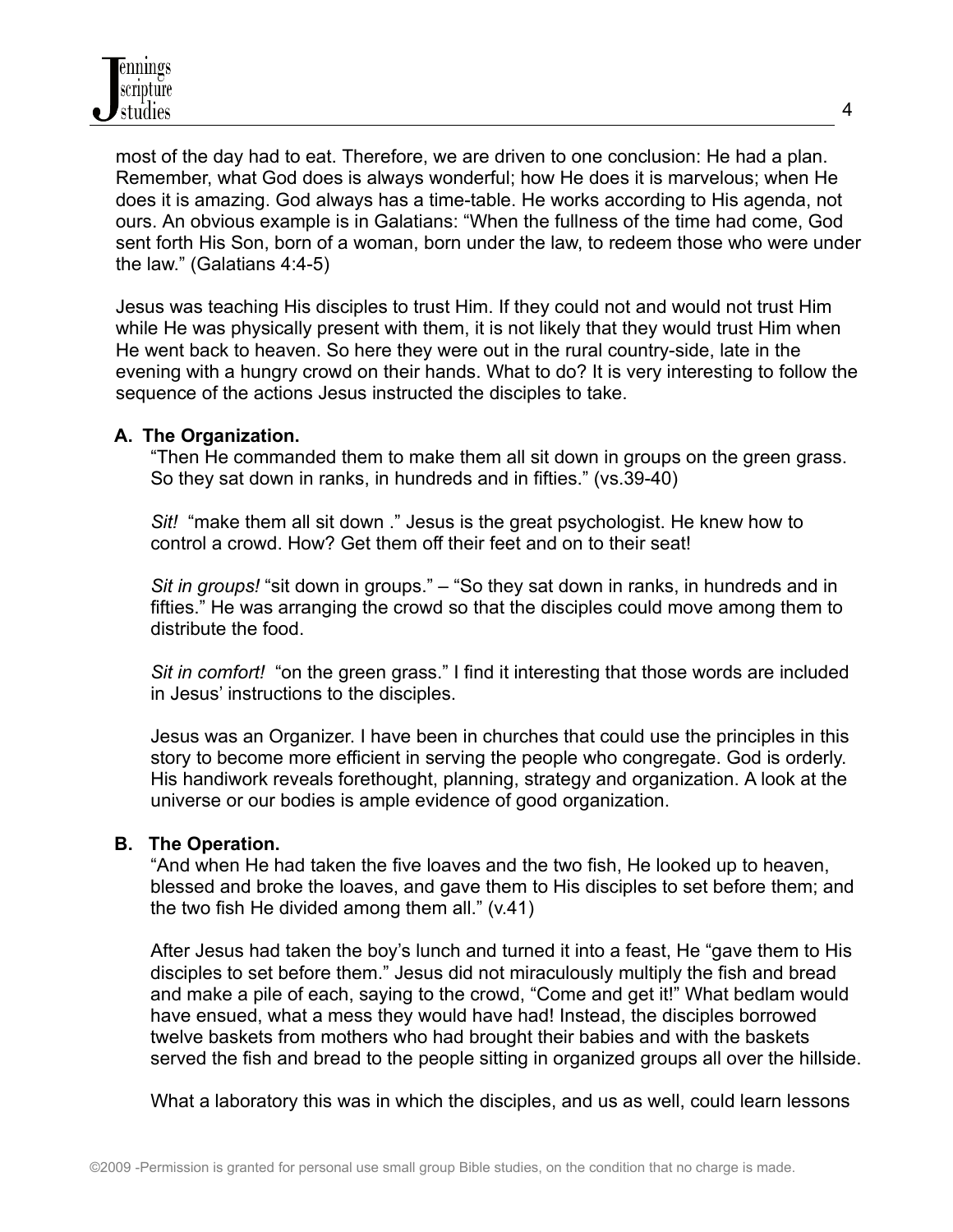most of the day had to eat. Therefore, we are driven to one conclusion: He had a plan. Remember, what God does is always wonderful; how He does it is marvelous; when He does it is amazing. God always has a time-table. He works according to His agenda, not ours. An obvious example is in Galatians: "When the fullness of the time had come, God sent forth His Son, born of a woman, born under the law, to redeem those who were under the law." (Galatians 4:4-5)

Jesus was teaching His disciples to trust Him. If they could not and would not trust Him while He was physically present with them, it is not likely that they would trust Him when He went back to heaven. So here they were out in the rural country-side, late in the evening with a hungry crowd on their hands. What to do? It is very interesting to follow the sequence of the actions Jesus instructed the disciples to take.

**A. The Organization.**

"Then He commanded them to make them all sit down in groups on the green grass. So they sat down in ranks, in hundreds and in fifties." (vs.39-40)

*Sit!* "make them all sit down ." Jesus is the great psychologist. He knew how to control a crowd. How? Get them off their feet and on to their seat!

*Sit in groups!* "sit down in groups." – "So they sat down in ranks, in hundreds and in fifties." He was arranging the crowd so that the disciples could move among them to distribute the food.

*Sit in comfort!* "on the green grass." I find it interesting that those words are included in Jesus' instructions to the disciples.

Jesus was an Organizer. I have been in churches that could use the principles in this story to become more efficient in serving the people who congregate. God is orderly. His handiwork reveals forethought, planning, strategy and organization. A look at the universe or our bodies is ample evidence of good organization.

**B. The Operation.**

"And when He had taken the five loaves and the two fish, He looked up to heaven, blessed and broke the loaves, and gave them to His disciples to set before them; and the two fish He divided among them all." (v.41)

After Jesus had taken the boy's lunch and turned it into a feast, He "gave them to His disciples to set before them." Jesus did not miraculously multiply the fish and bread and make a pile of each, saying to the crowd, "Come and get it!" What bedlam would have ensued, what a mess they would have had! Instead, the disciples borrowed twelve baskets from mothers who had brought their babies and with the baskets served the fish and bread to the people sitting in organized groups all over the hillside.

What a laboratory this was in which the disciples, and us as well, could learn lessons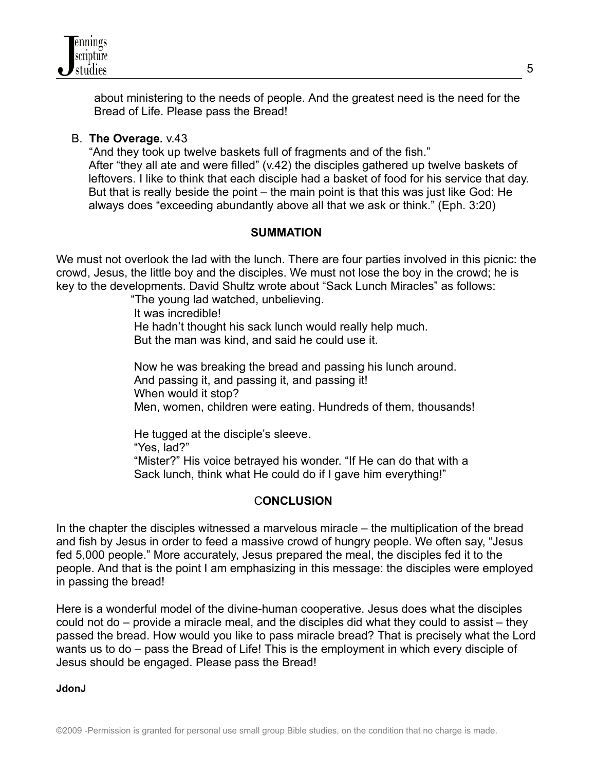about ministering to the needs of people. And the greatest need is the need for the Bread of Life. Please pass the Bread!

B. **The Overage.** v.43

"And they took up twelve baskets full of fragments and of the fish."
After "they all ate and were filled" (v.42) the disciples gathered up twelve baskets of leftovers. I like to think that each disciple had a basket of food for his service that day. But that is really beside the point – the main point is that this was just like God: He always does "exceeding abundantly above all that we ask or think." (Eph. 3:20)

## SUMMATION

We must not overlook the lad with the lunch. There are four parties involved in this picnic: the crowd, Jesus, the little boy and the disciples. We must not lose the boy in the crowd; he is key to the developments. David Shultz wrote about "Sack Lunch Miracles" as follows:

"The young lad watched, unbelieving.
It was incredible!
He hadn't thought his sack lunch would really help much.
But the man was kind, and said he could use it.

Now he was breaking the bread and passing his lunch around.
And passing it, and passing it, and passing it!
When would it stop?
Men, women, children were eating. Hundreds of them, thousands!

He tugged at the disciple's sleeve.
"Yes, lad?"
"Mister?" His voice betrayed his wonder. "If He can do that with a
Sack lunch, think what He could do if I gave him everything!"

## CONCLUSION

In the chapter the disciples witnessed a marvelous miracle – the multiplication of the bread and fish by Jesus in order to feed a massive crowd of hungry people. We often say, "Jesus fed 5,000 people." More accurately, Jesus prepared the meal, the disciples fed it to the people. And that is the point I am emphasizing in this message: the disciples were employed in passing the bread!

Here is a wonderful model of the divine-human cooperative. Jesus does what the disciples could not do – provide a miracle meal, and the disciples did what they could to assist – they passed the bread. How would you like to pass miracle bread? That is precisely what the Lord wants us to do – pass the Bread of Life! This is the employment in which every disciple of Jesus should be engaged. Please pass the Bread!

**JdonJ**

©2009 -Permission is granted for personal use small group Bible studies, on the condition that no charge is made.